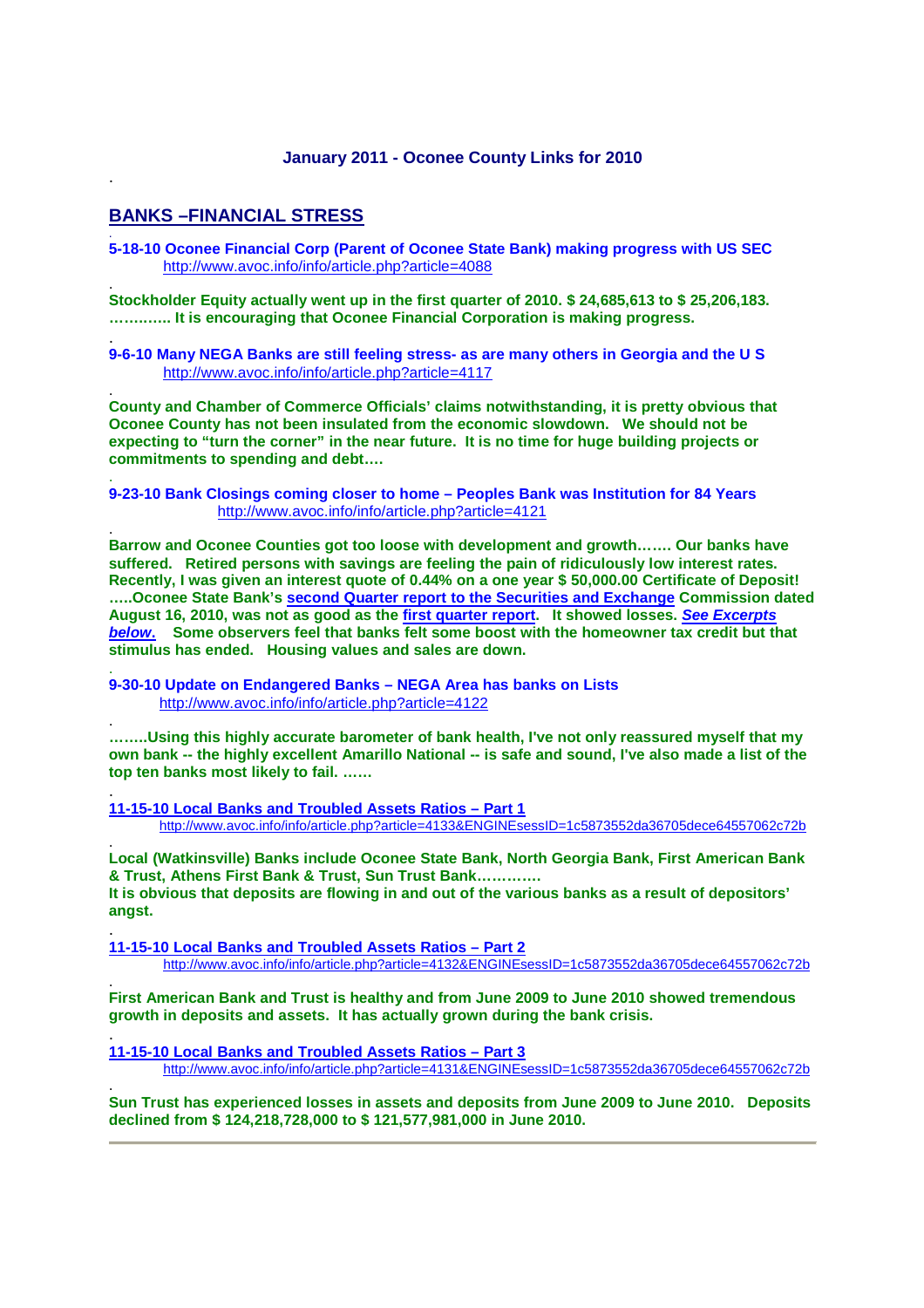**January 2011 - Oconee County Links for 2010**

.

## BANKS –FINANCIAL STRESS

.

**5-18-10 Oconee Financial Corp (Parent of Oconee State Bank) making progress with US SEC**
http://www.avoc.info/info/article.php?article=4088

.

**Stockholder Equity actually went up in the first quarter of 2010. $ 24,685,613 to $ 25,206,183. ……..…. It is encouraging that Oconee Financial Corporation is making progress.**

.

**9-6-10 Many NEGA Banks are still feeling stress- as are many others in Georgia and the U S**
http://www.avoc.info/info/article.php?article=4117

.

**County and Chamber of Commerce Officials' claims notwithstanding, it is pretty obvious that Oconee County has not been insulated from the economic slowdown. We should not be expecting to "turn the corner" in the near future. It is no time for huge building projects or commitments to spending and debt….**

.

**9-23-10 Bank Closings coming closer to home – Peoples Bank was Institution for 84 Years**
http://www.avoc.info/info/article.php?article=4121

.

**Barrow and Oconee Counties got too loose with development and growth……. Our banks have suffered. Retired persons with savings are feeling the pain of ridiculously low interest rates. Recently, I was given an interest quote of 0.44% on a one year $ 50,000.00 Certificate of Deposit! …..Oconee State Bank's second Quarter report to the Securities and Exchange Commission dated August 16, 2010, was not as good as the first quarter report. It showed losses. *See Excerpts below.* Some observers feel that banks felt some boost with the homeowner tax credit but that stimulus has ended. Housing values and sales are down.**

.

**9-30-10 Update on Endangered Banks – NEGA Area has banks on Lists**
http://www.avoc.info/info/article.php?article=4122

.

**……..Using this highly accurate barometer of bank health, I've not only reassured myself that my own bank -- the highly excellent Amarillo National -- is safe and sound, I've also made a list of the top ten banks most likely to fail. ……**

.

**11-15-10 Local Banks and Troubled Assets Ratios – Part 1**
http://www.avoc.info/info/article.php?article=4133&ENGINEsessID=1c5873552da36705dece64557062c72b

.

**Local (Watkinsville) Banks include Oconee State Bank, North Georgia Bank, First American Bank & Trust, Athens First Bank & Trust, Sun Trust Bank………….**
**It is obvious that deposits are flowing in and out of the various banks as a result of depositors' angst.**

.

**11-15-10 Local Banks and Troubled Assets Ratios – Part 2**
http://www.avoc.info/info/article.php?article=4132&ENGINEsessID=1c5873552da36705dece64557062c72b

.

**First American Bank and Trust is healthy and from June 2009 to June 2010 showed tremendous growth in deposits and assets. It has actually grown during the bank crisis.**

.

**11-15-10 Local Banks and Troubled Assets Ratios – Part 3**
http://www.avoc.info/info/article.php?article=4131&ENGINEsessID=1c5873552da36705dece64557062c72b

.

**Sun Trust has experienced losses in assets and deposits from June 2009 to June 2010. Deposits declined from $ 124,218,728,000 to $ 121,577,981,000 in June 2010.**

---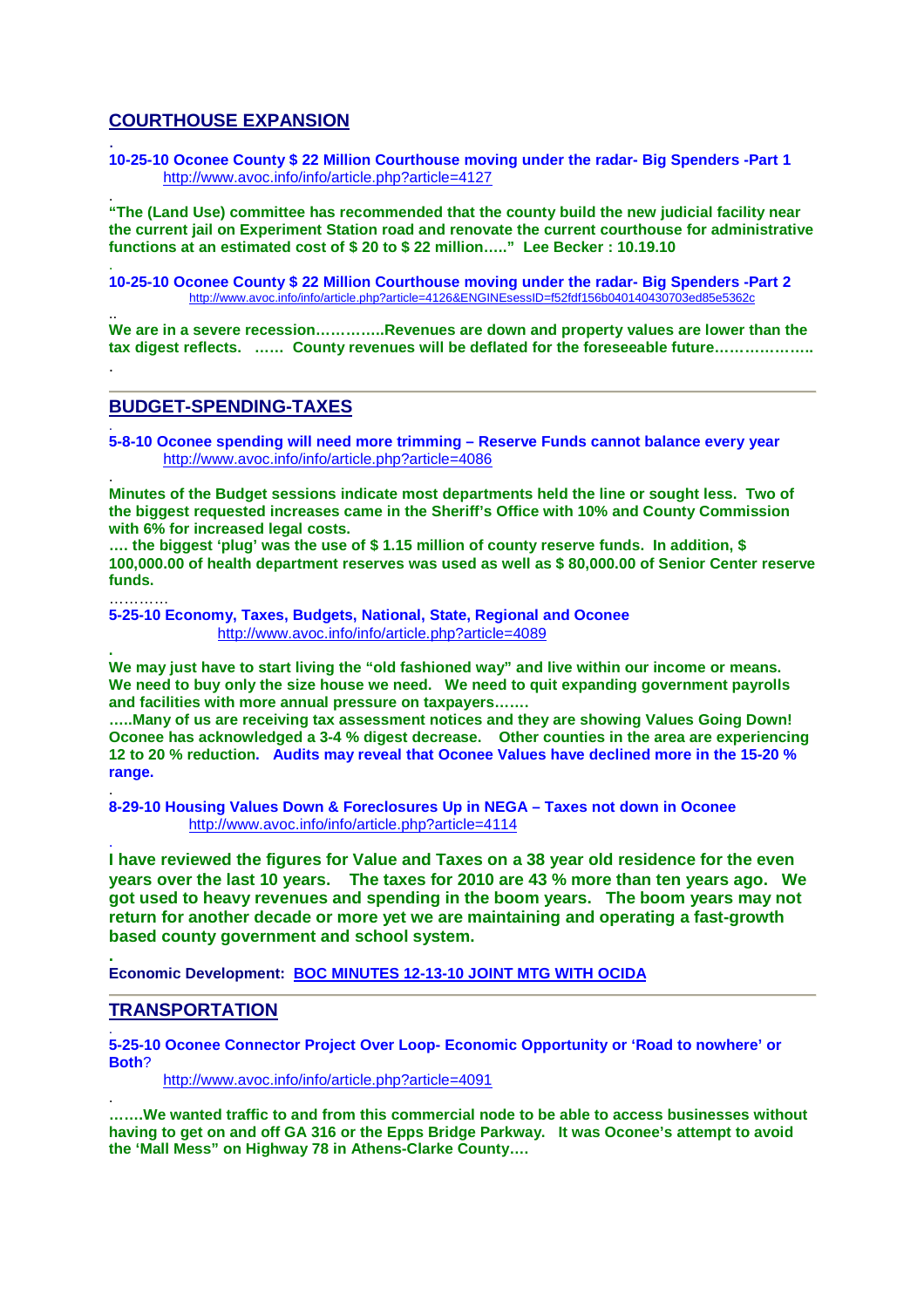## COURTHOUSE EXPANSION

.

**10-25-10 Oconee County $ 22 Million Courthouse moving under the radar- Big Spenders -Part 1**
http://www.avoc.info/info/article.php?article=4127

.

**"The (Land Use) committee has recommended that the county build the new judicial facility near the current jail on Experiment Station road and renovate the current courthouse for administrative functions at an estimated cost of $ 20 to $ 22 million….." Lee Becker : 10.19.10**

.

**10-25-10 Oconee County $ 22 Million Courthouse moving under the radar- Big Spenders -Part 2**
http://www.avoc.info/info/article.php?article=4126&ENGINEsessID=f52fdf156b040140430703ed85e5362c

..

**We are in a severe recession…………..Revenues are down and property values are lower than the tax digest reflects. …… County revenues will be deflated for the foreseeable future………………..**

.

---

## BUDGET-SPENDING-TAXES

.

**5-8-10 Oconee spending will need more trimming – Reserve Funds cannot balance every year**
http://www.avoc.info/info/article.php?article=4086

.

**Minutes of the Budget sessions indicate most departments held the line or sought less. Two of the biggest requested increases came in the Sheriff's Office with 10% and County Commission with 6% for increased legal costs.**
**…. the biggest 'plug' was the use of $ 1.15 million of county reserve funds. In addition, $ 100,000.00 of health department reserves was used as well as $ 80,000.00 of Senior Center reserve funds.**

…………

**5-25-10 Economy, Taxes, Budgets, National, State, Regional and Oconee**
http://www.avoc.info/info/article.php?article=4089

.

**We may just have to start living the "old fashioned way" and live within our income or means. We need to buy only the size house we need. We need to quit expanding government payrolls and facilities with more annual pressure on taxpayers…….**
**…..Many of us are receiving tax assessment notices and they are showing Values Going Down! Oconee has acknowledged a 3-4 % digest decrease. Other counties in the area are experiencing 12 to 20 % reduction. Audits may reveal that Oconee Values have declined more in the 15-20 % range.**

.

**8-29-10 Housing Values Down & Foreclosures Up in NEGA – Taxes not down in Oconee**
http://www.avoc.info/info/article.php?article=4114

.

**I have reviewed the figures for Value and Taxes on a 38 year old residence for the even years over the last 10 years. The taxes for 2010 are 43 % more than ten years ago. We got used to heavy revenues and spending in the boom years. The boom years may not return for another decade or more yet we are maintaining and operating a fast-growth based county government and school system.**

.

**Economic Development: BOC MINUTES 12-13-10 JOINT MTG WITH OCIDA**

---

## TRANSPORTATION

.

**5-25-10 Oconee Connector Project Over Loop- Economic Opportunity or 'Road to nowhere' or Both?**

http://www.avoc.info/info/article.php?article=4091

.

**…….We wanted traffic to and from this commercial node to be able to access businesses without having to get on and off GA 316 or the Epps Bridge Parkway. It was Oconee's attempt to avoid the 'Mall Mess" on Highway 78 in Athens-Clarke County….**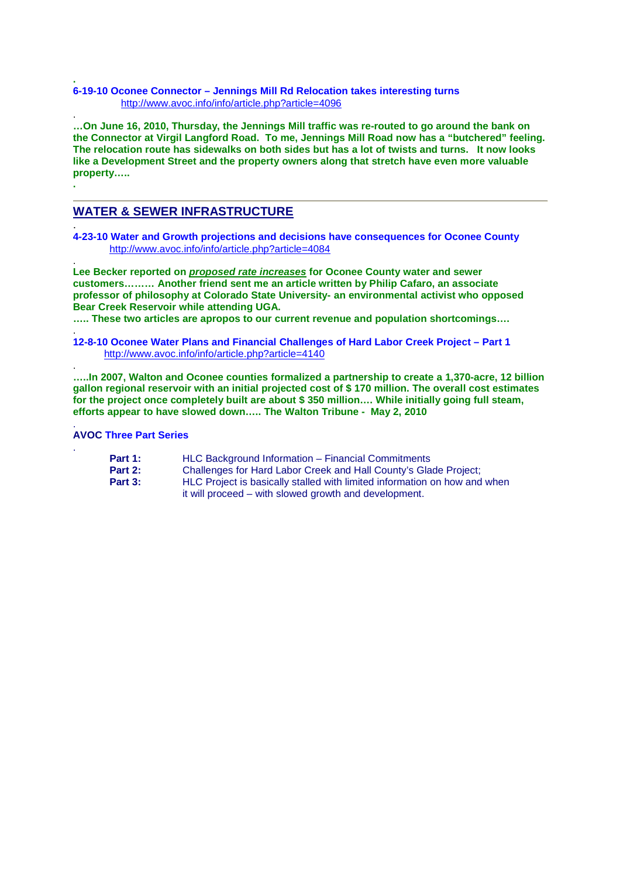**6-19-10 Oconee Connector – Jennings Mill Rd Relocation takes interesting turns**
http://www.avoc.info/info/article.php?article=4096

**…On June 16, 2010, Thursday, the Jennings Mill traffic was re-routed to go around the bank on the Connector at Virgil Langford Road. To me, Jennings Mill Road now has a "butchered" feeling. The relocation route has sidewalks on both sides but has a lot of twists and turns. It now looks like a Development Street and the property owners along that stretch have even more valuable property…..**

---

## WATER & SEWER INFRASTRUCTURE

**4-23-10 Water and Growth projections and decisions have consequences for Oconee County**
http://www.avoc.info/info/article.php?article=4084

**Lee Becker reported on *proposed rate increases* for Oconee County water and sewer customers……… Another friend sent me an article written by Philip Cafaro, an associate professor of philosophy at Colorado State University- an environmental activist who opposed Bear Creek Reservoir while attending UGA.**
**….. These two articles are apropos to our current revenue and population shortcomings….**

**12-8-10 Oconee Water Plans and Financial Challenges of Hard Labor Creek Project – Part 1**
http://www.avoc.info/info/article.php?article=4140

**…..In 2007, Walton and Oconee counties formalized a partnership to create a 1,370-acre, 12 billion gallon regional reservoir with an initial projected cost of $ 170 million. The overall cost estimates for the project once completely built are about $ 350 million…. While initially going full steam, efforts appear to have slowed down….. The Walton Tribune - May 2, 2010**

**AVOC Three Part Series**

- **Part 1:** HLC Background Information – Financial Commitments
- **Part 2:** Challenges for Hard Labor Creek and Hall County's Glade Project;
- **Part 3:** HLC Project is basically stalled with limited information on how and when it will proceed – with slowed growth and development.